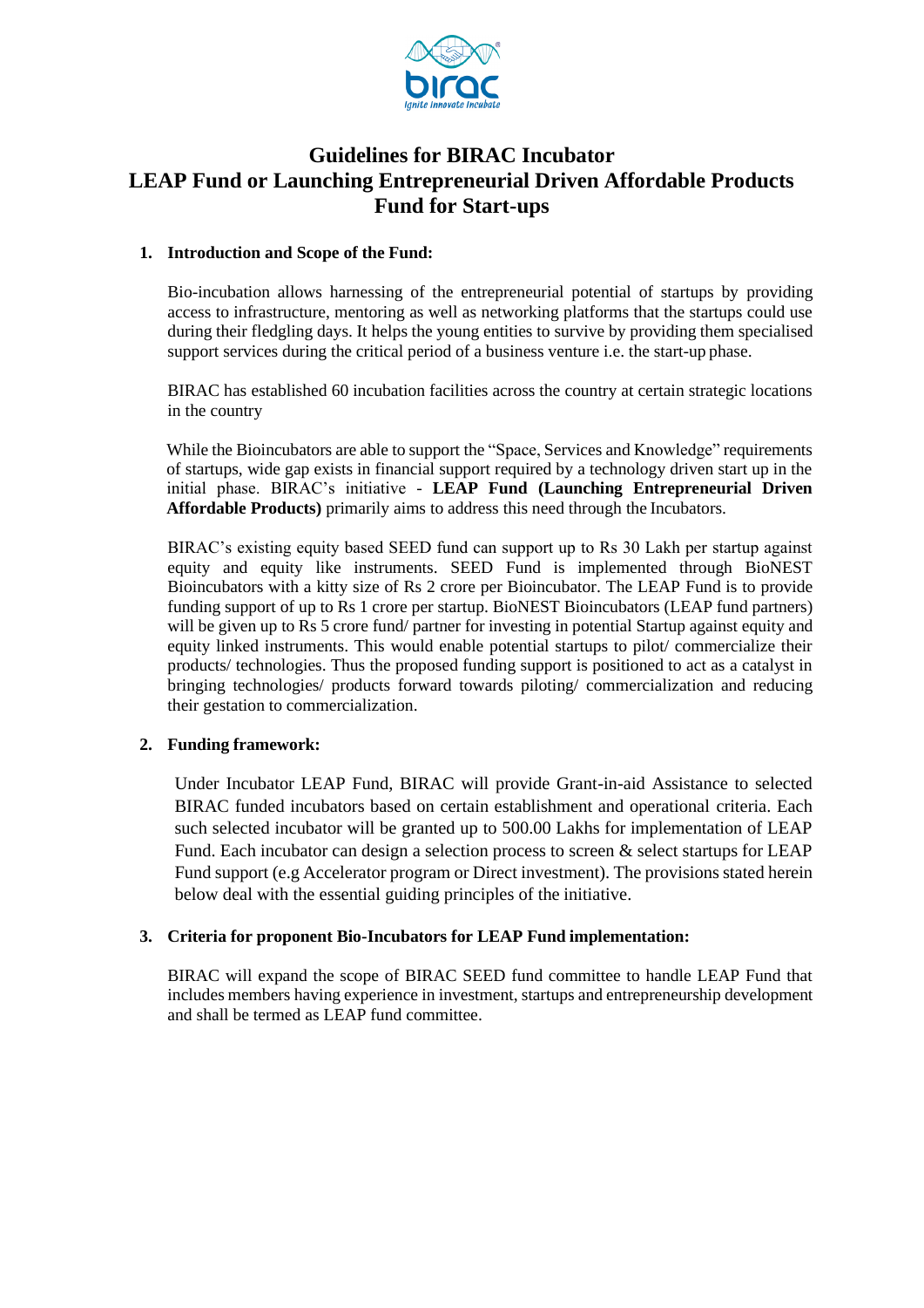# Guidelines for BIRAC Incubator LEAP Fund or Launching Entrepreneurial Driven Affordable Products Fund for Start-ups

## 1. Introduction and Scope of the Fund:

Bio-incubation allows harnessing of the entrepreneurial potential of startups by providing access to infrastructure, mentoring as well as networking platforms that the startups could use during their fledgling days. It helps the young entities to survive by providing them specialised support services during the critical period of a business venture i.e. the start-up phase.

BIRAC has established 60 incubation facilities across the country at certain strategic locations in the country

While the Bioincubators are able to support the "Space, Services and Knowledge" requirements of startups, wide gap exists in financial support required by a technology driven start up in the initial phase. BIRAC's initiative - **LEAP Fund (Launching Entrepreneurial Driven Affordable Products)** primarily aims to address this need through the Incubators.

BIRAC's existing equity based SEED fund can support up to Rs 30 Lakh per startup against equity and equity like instruments. SEED Fund is implemented through BioNEST Bioincubators with a kitty size of Rs 2 crore per Bioincubator. The LEAP Fund is to provide funding support of up to Rs 1 crore per startup. BioNEST Bioincubators (LEAP fund partners) will be given up to Rs 5 crore fund/ partner for investing in potential Startup against equity and equity linked instruments. This would enable potential startups to pilot/ commercialize their products/ technologies. Thus the proposed funding support is positioned to act as a catalyst in bringing technologies/ products forward towards piloting/ commercialization and reducing their gestation to commercialization.

## 2. Funding framework:

Under Incubator LEAP Fund, BIRAC will provide Grant-in-aid Assistance to selected BIRAC funded incubators based on certain establishment and operational criteria. Each such selected incubator will be granted up to 500.00 Lakhs for implementation of LEAP Fund. Each incubator can design a selection process to screen & select startups for LEAP Fund support (e.g Accelerator program or Direct investment). The provisions stated herein below deal with the essential guiding principles of the initiative.

## 3. Criteria for proponent Bio-Incubators for LEAP Fund implementation:

BIRAC will expand the scope of BIRAC SEED fund committee to handle LEAP Fund that includes members having experience in investment, startups and entrepreneurship development and shall be termed as LEAP fund committee.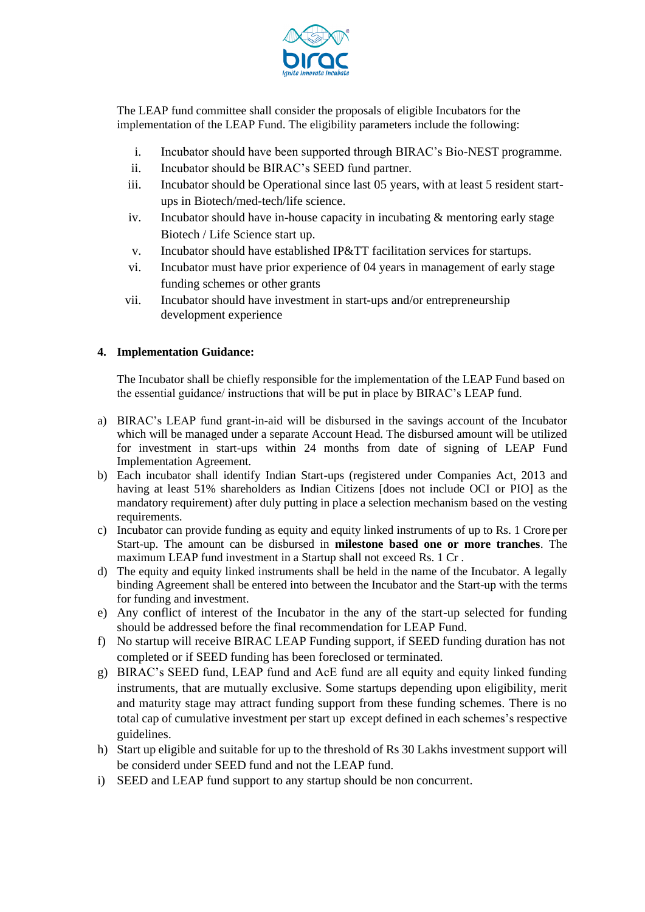The LEAP fund committee shall consider the proposals of eligible Incubators for the implementation of the LEAP Fund. The eligibility parameters include the following:

i. Incubator should have been supported through BIRAC's Bio-NEST programme.
ii. Incubator should be BIRAC's SEED fund partner.
iii. Incubator should be Operational since last 05 years, with at least 5 resident start-ups in Biotech/med-tech/life science.
iv. Incubator should have in-house capacity in incubating & mentoring early stage Biotech / Life Science start up.
v. Incubator should have established IP&TT facilitation services for startups.
vi. Incubator must have prior experience of 04 years in management of early stage funding schemes or other grants
vii. Incubator should have investment in start-ups and/or entrepreneurship development experience

**4. Implementation Guidance:**

The Incubator shall be chiefly responsible for the implementation of the LEAP Fund based on the essential guidance/ instructions that will be put in place by BIRAC's LEAP fund.

a) BIRAC's LEAP fund grant-in-aid will be disbursed in the savings account of the Incubator which will be managed under a separate Account Head. The disbursed amount will be utilized for investment in start-ups within 24 months from date of signing of LEAP Fund Implementation Agreement.
b) Each incubator shall identify Indian Start-ups (registered under Companies Act, 2013 and having at least 51% shareholders as Indian Citizens [does not include OCI or PIO] as the mandatory requirement) after duly putting in place a selection mechanism based on the vesting requirements.
c) Incubator can provide funding as equity and equity linked instruments of up to Rs. 1 Crore per Start-up. The amount can be disbursed in **milestone based one or more tranches**. The maximum LEAP fund investment in a Startup shall not exceed Rs. 1 Cr .
d) The equity and equity linked instruments shall be held in the name of the Incubator. A legally binding Agreement shall be entered into between the Incubator and the Start-up with the terms for funding and investment.
e) Any conflict of interest of the Incubator in the any of the start-up selected for funding should be addressed before the final recommendation for LEAP Fund.
f) No startup will receive BIRAC LEAP Funding support, if SEED funding duration has not completed or if SEED funding has been foreclosed or terminated.
g) BIRAC's SEED fund, LEAP fund and AcE fund are all equity and equity linked funding instruments, that are mutually exclusive. Some startups depending upon eligibility, merit and maturity stage may attract funding support from these funding schemes. There is no total cap of cumulative investment per start up except defined in each schemes's respective guidelines.
h) Start up eligible and suitable for up to the threshold of Rs 30 Lakhs investment support will be considerd under SEED fund and not the LEAP fund.
i) SEED and LEAP fund support to any startup should be non concurrent.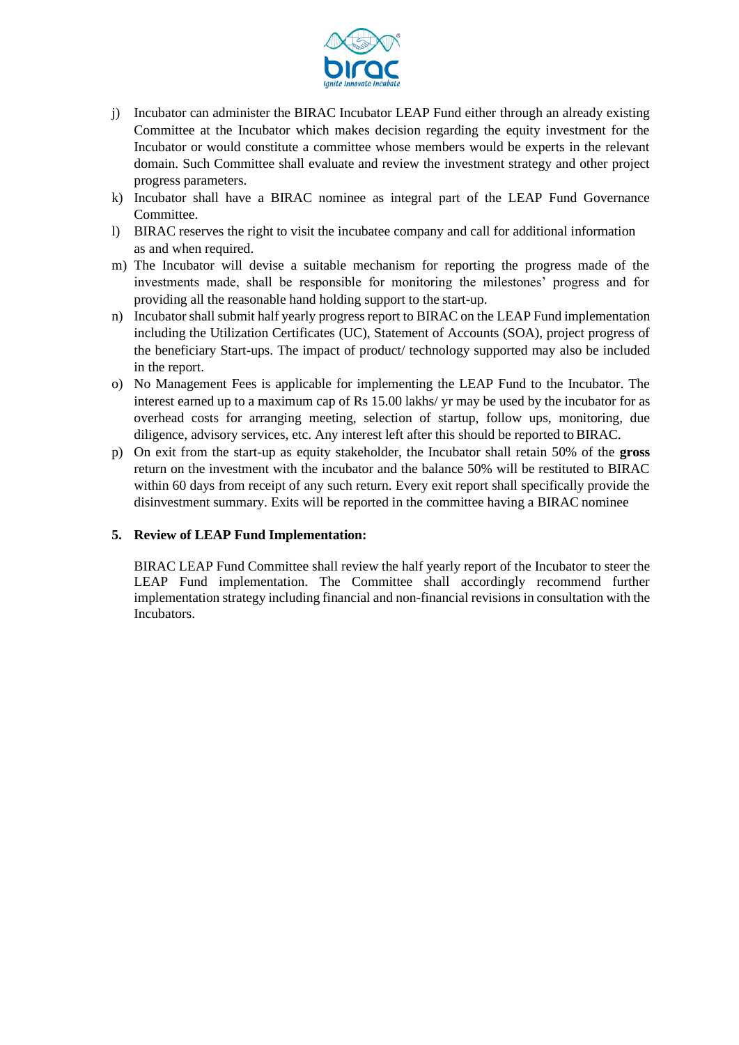j) Incubator can administer the BIRAC Incubator LEAP Fund either through an already existing Committee at the Incubator which makes decision regarding the equity investment for the Incubator or would constitute a committee whose members would be experts in the relevant domain. Such Committee shall evaluate and review the investment strategy and other project progress parameters.

k) Incubator shall have a BIRAC nominee as integral part of the LEAP Fund Governance Committee.

l) BIRAC reserves the right to visit the incubatee company and call for additional information as and when required.

m) The Incubator will devise a suitable mechanism for reporting the progress made of the investments made, shall be responsible for monitoring the milestones' progress and for providing all the reasonable hand holding support to the start-up.

n) Incubator shall submit half yearly progress report to BIRAC on the LEAP Fund implementation including the Utilization Certificates (UC), Statement of Accounts (SOA), project progress of the beneficiary Start-ups. The impact of product/ technology supported may also be included in the report.

o) No Management Fees is applicable for implementing the LEAP Fund to the Incubator. The interest earned up to a maximum cap of Rs 15.00 lakhs/ yr may be used by the incubator for as overhead costs for arranging meeting, selection of startup, follow ups, monitoring, due diligence, advisory services, etc. Any interest left after this should be reported to BIRAC.

p) On exit from the start-up as equity stakeholder, the Incubator shall retain 50% of the **gross** return on the investment with the incubator and the balance 50% will be restituted to BIRAC within 60 days from receipt of any such return. Every exit report shall specifically provide the disinvestment summary. Exits will be reported in the committee having a BIRAC nominee

## 5. Review of LEAP Fund Implementation:

BIRAC LEAP Fund Committee shall review the half yearly report of the Incubator to steer the LEAP Fund implementation. The Committee shall accordingly recommend further implementation strategy including financial and non-financial revisions in consultation with the Incubators.